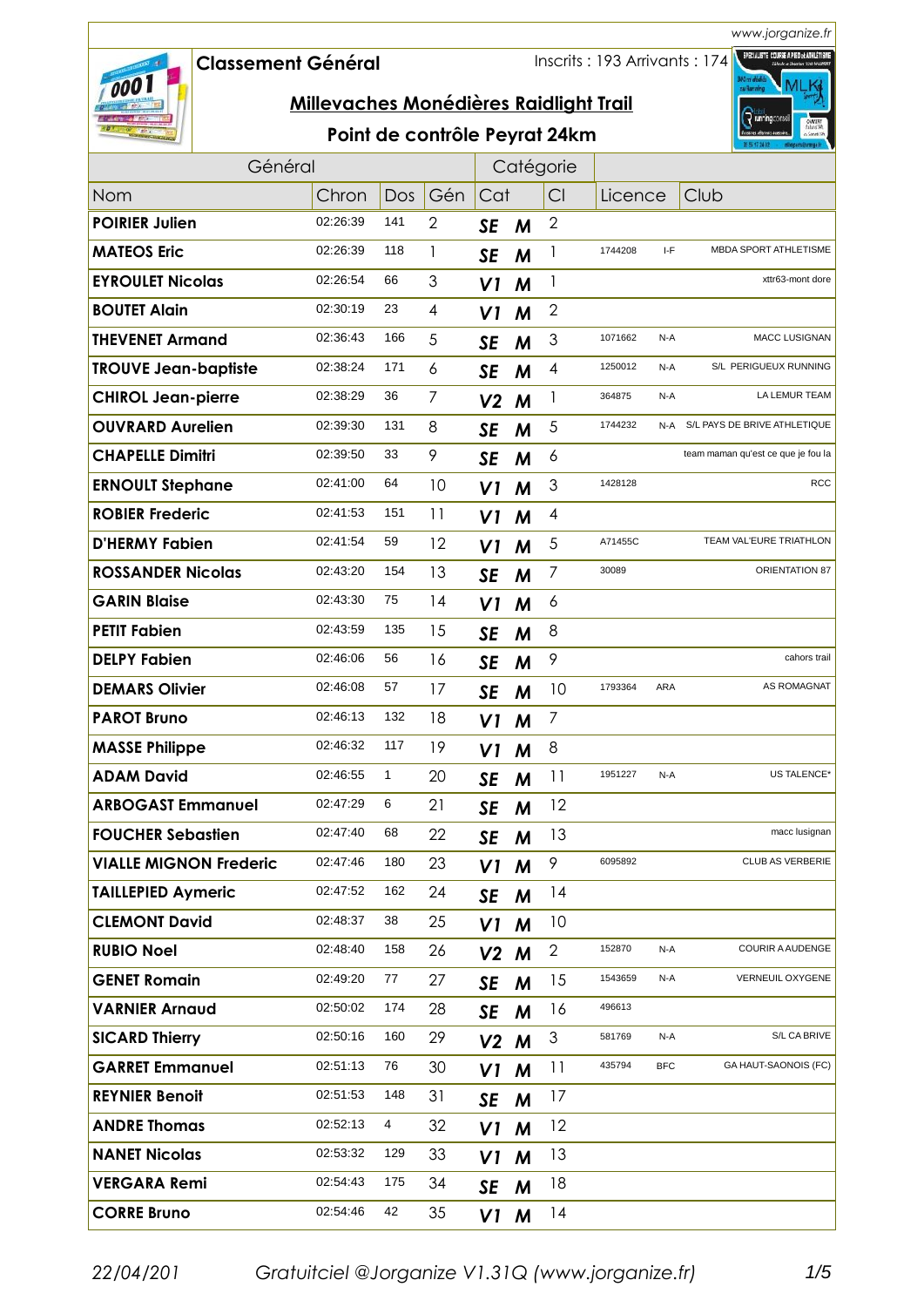## Classement Général

Inscrits : 193 Arrivants : 174

# Millevaches Monédières Raidlight Trail

### Point de contrôle Peyrat 24km

| Général | | | | Catégorie | | | | | |
|---|---|---|---|---|---|---|---|---|---|
| Nom | Chron | Dos | Gén | Cat | | Cl | Licence | | Club |
| **POIRIER Julien** | 02:26:39 | 141 | 2 | SE | M | 2 | | | |
| **MATEOS Eric** | 02:26:39 | 118 | 1 | SE | M | 1 | 1744208 | I-F | MBDA SPORT ATHLETISME |
| **EYROULET Nicolas** | 02:26:54 | 66 | 3 | V1 | M | 1 | | | xttr63-mont dore |
| **BOUTET Alain** | 02:30:19 | 23 | 4 | V1 | M | 2 | | | |
| **THEVENET Armand** | 02:36:43 | 166 | 5 | SE | M | 3 | 1071662 | N-A | MACC LUSIGNAN |
| **TROUVE Jean-baptiste** | 02:38:24 | 171 | 6 | SE | M | 4 | 1250012 | N-A | S/L PERIGUEUX RUNNING |
| **CHIROL Jean-pierre** | 02:38:29 | 36 | 7 | V2 | M | 1 | 364875 | N-A | LA LEMUR TEAM |
| **OUVRARD Aurelien** | 02:39:30 | 131 | 8 | SE | M | 5 | 1744232 | N-A | S/L PAYS DE BRIVE ATHLETIQUE |
| **CHAPELLE Dimitri** | 02:39:50 | 33 | 9 | SE | M | 6 | | | team maman qu'est ce que je fou la |
| **ERNOULT Stephane** | 02:41:00 | 64 | 10 | V1 | M | 3 | 1428128 | | RCC |
| **ROBIER Frederic** | 02:41:53 | 151 | 11 | V1 | M | 4 | | | |
| **D'HERMY Fabien** | 02:41:54 | 59 | 12 | V1 | M | 5 | A71455C | | TEAM VAL'EURE TRIATHLON |
| **ROSSANDER Nicolas** | 02:43:20 | 154 | 13 | SE | M | 7 | 30089 | | ORIENTATION 87 |
| **GARIN Blaise** | 02:43:30 | 75 | 14 | V1 | M | 6 | | | |
| **PETIT Fabien** | 02:43:59 | 135 | 15 | SE | M | 8 | | | |
| **DELPY Fabien** | 02:46:06 | 56 | 16 | SE | M | 9 | | | cahors trail |
| **DEMARS Olivier** | 02:46:08 | 57 | 17 | SE | M | 10 | 1793364 | ARA | AS ROMAGNAT |
| **PAROT Bruno** | 02:46:13 | 132 | 18 | V1 | M | 7 | | | |
| **MASSE Philippe** | 02:46:32 | 117 | 19 | V1 | M | 8 | | | |
| **ADAM David** | 02:46:55 | 1 | 20 | SE | M | 11 | 1951227 | N-A | US TALENCE* |
| **ARBOGAST Emmanuel** | 02:47:29 | 6 | 21 | SE | M | 12 | | | |
| **FOUCHER Sebastien** | 02:47:40 | 68 | 22 | SE | M | 13 | | | macc lusignan |
| **VIALLE MIGNON Frederic** | 02:47:46 | 180 | 23 | V1 | M | 9 | 6095892 | | CLUB AS VERBERIE |
| **TAILLEPIED Aymeric** | 02:47:52 | 162 | 24 | SE | M | 14 | | | |
| **CLEMONT David** | 02:48:37 | 38 | 25 | V1 | M | 10 | | | |
| **RUBIO Noel** | 02:48:40 | 158 | 26 | V2 | M | 2 | 152870 | N-A | COURIR A AUDENGE |
| **GENET Romain** | 02:49:20 | 77 | 27 | SE | M | 15 | 1543659 | N-A | VERNEUIL OXYGENE |
| **VARNIER Arnaud** | 02:50:02 | 174 | 28 | SE | M | 16 | 496613 | | |
| **SICARD Thierry** | 02:50:16 | 160 | 29 | V2 | M | 3 | 581769 | N-A | S/L CA BRIVE |
| **GARRET Emmanuel** | 02:51:13 | 76 | 30 | V1 | M | 11 | 435794 | BFC | GA HAUT-SAONOIS (FC) |
| **REYNIER Benoit** | 02:51:53 | 148 | 31 | SE | M | 17 | | | |
| **ANDRE Thomas** | 02:52:13 | 4 | 32 | V1 | M | 12 | | | |
| **NANET Nicolas** | 02:53:32 | 129 | 33 | V1 | M | 13 | | | |
| **VERGARA Remi** | 02:54:43 | 175 | 34 | SE | M | 18 | | | |
| **CORRE Bruno** | 02:54:46 | 42 | 35 | V1 | M | 14 | | | |

*22/04/201* *Gratuitciel @Jorganize V1.31Q (www.jorganize.fr)*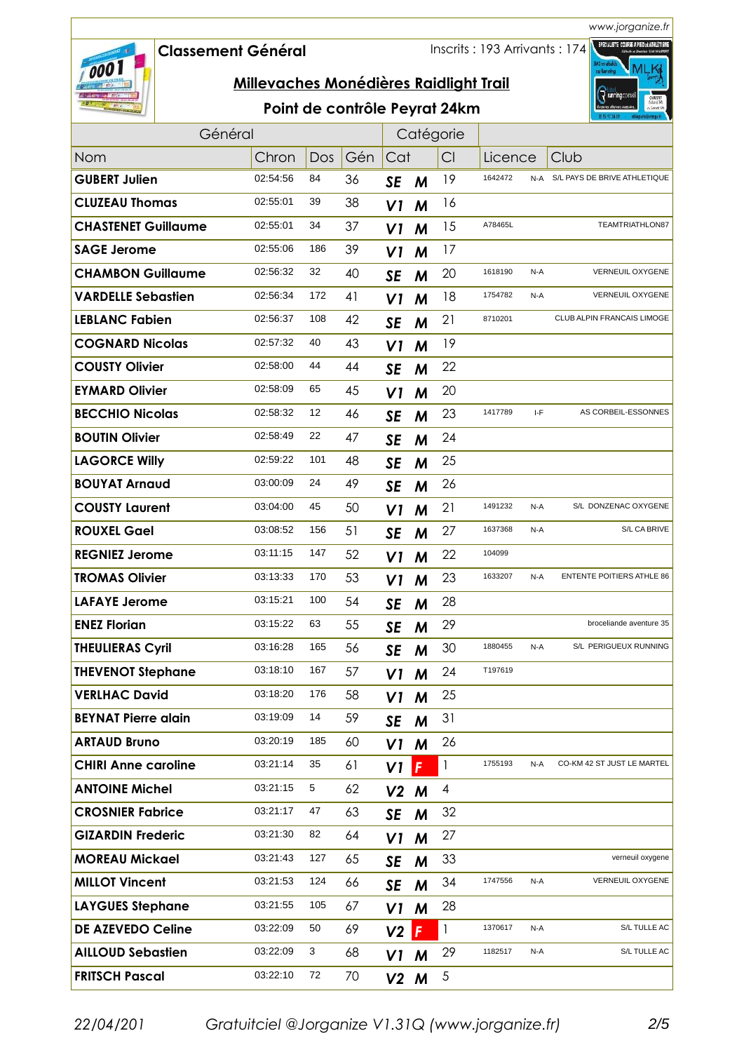www.jorganize.fr

## Classement Général

Inscrits : 193 Arrivants : 174

### Millevaches Monédières Raidlight Trail

### Point de contrôle Peyrat 24km

| Général | | | | Catégorie | | | | | |
|---|---|---|---|---|---|---|---|---|---|
| Nom | Chron | Dos | Gén | Cat | | Cl | Licence | | Club |
| GUBERT Julien | 02:54:56 | 84 | 36 | SE | M | 19 | 1642472 | N-A | S/L PAYS DE BRIVE ATHLETIQUE |
| CLUZEAU Thomas | 02:55:01 | 39 | 38 | V1 | M | 16 | | | |
| CHASTENET Guillaume | 02:55:01 | 34 | 37 | V1 | M | 15 | A78465L | | TEAMTRIATHLON87 |
| SAGE Jerome | 02:55:06 | 186 | 39 | V1 | M | 17 | | | |
| CHAMBON Guillaume | 02:56:32 | 32 | 40 | SE | M | 20 | 1618190 | N-A | VERNEUIL OXYGENE |
| VARDELLE Sebastien | 02:56:34 | 172 | 41 | V1 | M | 18 | 1754782 | N-A | VERNEUIL OXYGENE |
| LEBLANC Fabien | 02:56:37 | 108 | 42 | SE | M | 21 | 8710201 | | CLUB ALPIN FRANCAIS LIMOGE |
| COGNARD Nicolas | 02:57:32 | 40 | 43 | V1 | M | 19 | | | |
| COUSTY Olivier | 02:58:00 | 44 | 44 | SE | M | 22 | | | |
| EYMARD Olivier | 02:58:09 | 65 | 45 | V1 | M | 20 | | | |
| BECCHIO Nicolas | 02:58:32 | 12 | 46 | SE | M | 23 | 1417789 | I-F | AS CORBEIL-ESSONNES |
| BOUTIN Olivier | 02:58:49 | 22 | 47 | SE | M | 24 | | | |
| LAGORCE Willy | 02:59:22 | 101 | 48 | SE | M | 25 | | | |
| BOUYAT Arnaud | 03:00:09 | 24 | 49 | SE | M | 26 | | | |
| COUSTY Laurent | 03:04:00 | 45 | 50 | V1 | M | 21 | 1491232 | N-A | S/L DONZENAC OXYGENE |
| ROUXEL Gael | 03:08:52 | 156 | 51 | SE | M | 27 | 1637368 | N-A | S/L CA BRIVE |
| REGNIEZ Jerome | 03:11:15 | 147 | 52 | V1 | M | 22 | 104099 | | |
| TROMAS Olivier | 03:13:33 | 170 | 53 | V1 | M | 23 | 1633207 | N-A | ENTENTE POITIERS ATHLE 86 |
| LAFAYE Jerome | 03:15:21 | 100 | 54 | SE | M | 28 | | | |
| ENEZ Florian | 03:15:22 | 63 | 55 | SE | M | 29 | | | broceliande aventure 35 |
| THEULIERAS Cyril | 03:16:28 | 165 | 56 | SE | M | 30 | 1880455 | N-A | S/L PERIGUEUX RUNNING |
| THEVENOT Stephane | 03:18:10 | 167 | 57 | V1 | M | 24 | T197619 | | |
| VERLHAC David | 03:18:20 | 176 | 58 | V1 | M | 25 | | | |
| BEYNAT Pierre alain | 03:19:09 | 14 | 59 | SE | M | 31 | | | |
| ARTAUD Bruno | 03:20:19 | 185 | 60 | V1 | M | 26 | | | |
| CHIRI Anne caroline | 03:21:14 | 35 | 61 | V1 | F | 1 | 1755193 | N-A | CO-KM 42 ST JUST LE MARTEL |
| ANTOINE Michel | 03:21:15 | 5 | 62 | V2 | M | 4 | | | |
| CROSNIER Fabrice | 03:21:17 | 47 | 63 | SE | M | 32 | | | |
| GIZARDIN Frederic | 03:21:30 | 82 | 64 | V1 | M | 27 | | | |
| MOREAU Mickael | 03:21:43 | 127 | 65 | SE | M | 33 | | | verneuil oxygene |
| MILLOT Vincent | 03:21:53 | 124 | 66 | SE | M | 34 | 1747556 | N-A | VERNEUIL OXYGENE |
| LAYGUES Stephane | 03:21:55 | 105 | 67 | V1 | M | 28 | | | |
| DE AZEVEDO Celine | 03:22:09 | 50 | 69 | V2 | F | 1 | 1370617 | N-A | S/L TULLE AC |
| AILLOUD Sebastien | 03:22:09 | 3 | 68 | V1 | M | 29 | 1182517 | N-A | S/L TULLE AC |
| FRITSCH Pascal | 03:22:10 | 72 | 70 | V2 | M | 5 | | | |

22/04/201 Gratuitciel @Jorganize V1.31Q (www.jorganize.fr)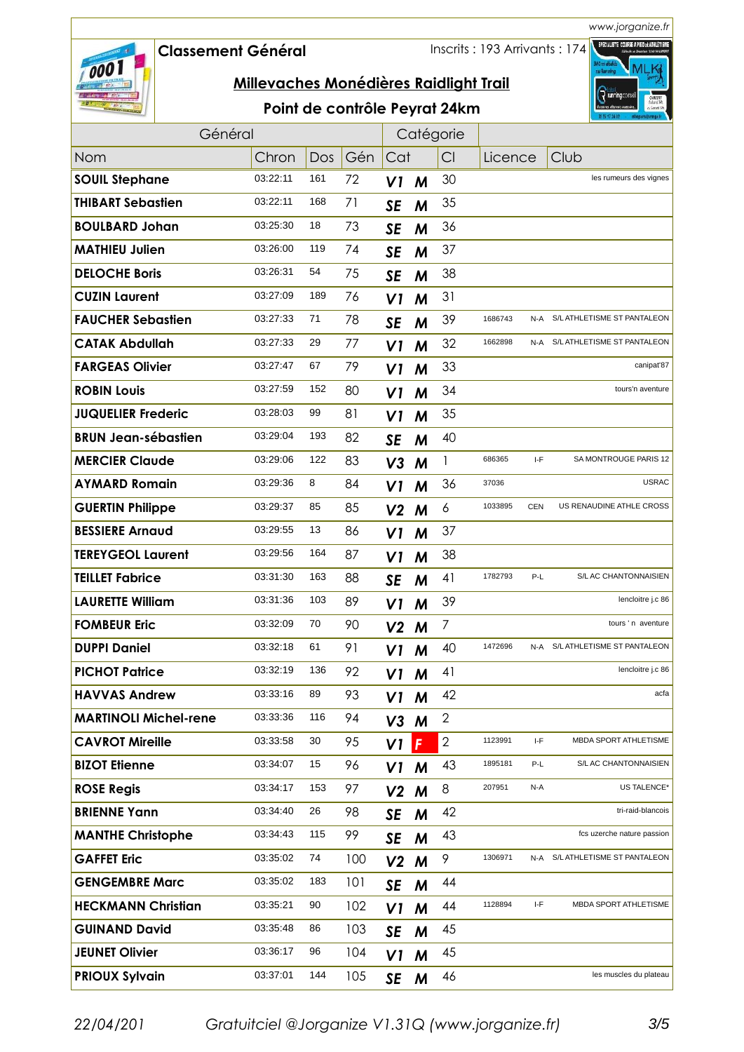## Classement Général

Inscrits : 193 Arrivants : 174

### Millevaches Monédières Raidlight Trail

### Point de contrôle Peyrat 24km

| Général | | | | Catégorie | | | | | |
|---|---|---|---|---|---|---|---|---|---|
| Nom | Chron | Dos | Gén | Cat | | Cl | Licence | | Club |
| SOUIL Stephane | 03:22:11 | 161 | 72 | V1 | M | 30 | | | les rumeurs des vignes |
| THIBART Sebastien | 03:22:11 | 168 | 71 | SE | M | 35 | | | |
| BOULBARD Johan | 03:25:30 | 18 | 73 | SE | M | 36 | | | |
| MATHIEU Julien | 03:26:00 | 119 | 74 | SE | M | 37 | | | |
| DELOCHE Boris | 03:26:31 | 54 | 75 | SE | M | 38 | | | |
| CUZIN Laurent | 03:27:09 | 189 | 76 | V1 | M | 31 | | | |
| FAUCHER Sebastien | 03:27:33 | 71 | 78 | SE | M | 39 | 1686743 | N-A | S/L ATHLETISME ST PANTALEON |
| CATAK Abdullah | 03:27:33 | 29 | 77 | V1 | M | 32 | 1662898 | N-A | S/L ATHLETISME ST PANTALEON |
| FARGEAS Olivier | 03:27:47 | 67 | 79 | V1 | M | 33 | | | canipat'87 |
| ROBIN Louis | 03:27:59 | 152 | 80 | V1 | M | 34 | | | tours'n aventure |
| JUQUELIER Frederic | 03:28:03 | 99 | 81 | V1 | M | 35 | | | |
| BRUN Jean-sébastien | 03:29:04 | 193 | 82 | SE | M | 40 | | | |
| MERCIER Claude | 03:29:06 | 122 | 83 | V3 | M | 1 | 686365 | I-F | SA MONTROUGE PARIS 12 |
| AYMARD Romain | 03:29:36 | 8 | 84 | V1 | M | 36 | 37036 | | USRAC |
| GUERTIN Philippe | 03:29:37 | 85 | 85 | V2 | M | 6 | 1033895 | CEN | US RENAUDINE ATHLE CROSS |
| BESSIERE Arnaud | 03:29:55 | 13 | 86 | V1 | M | 37 | | | |
| TEREYGEOL Laurent | 03:29:56 | 164 | 87 | V1 | M | 38 | | | |
| TEILLET Fabrice | 03:31:30 | 163 | 88 | SE | M | 41 | 1782793 | P-L | S/L AC CHANTONNAISIEN |
| LAURETTE William | 03:31:36 | 103 | 89 | V1 | M | 39 | | | lencloitre j.c 86 |
| FOMBEUR Eric | 03:32:09 | 70 | 90 | V2 | M | 7 | | | tours ' n aventure |
| DUPPI Daniel | 03:32:18 | 61 | 91 | V1 | M | 40 | 1472696 | N-A | S/L ATHLETISME ST PANTALEON |
| PICHOT Patrice | 03:32:19 | 136 | 92 | V1 | M | 41 | | | lencloitre j.c 86 |
| HAVVAS Andrew | 03:33:16 | 89 | 93 | V1 | M | 42 | | | acfa |
| MARTINOLI Michel-rene | 03:33:36 | 116 | 94 | V3 | M | 2 | | | |
| CAVROT Mireille | 03:33:58 | 30 | 95 | V1 | F | 2 | 1123991 | I-F | MBDA SPORT ATHLETISME |
| BIZOT Etienne | 03:34:07 | 15 | 96 | V1 | M | 43 | 1895181 | P-L | S/L AC CHANTONNAISIEN |
| ROSE Regis | 03:34:17 | 153 | 97 | V2 | M | 8 | 207951 | N-A | US TALENCE* |
| BRIENNE Yann | 03:34:40 | 26 | 98 | SE | M | 42 | | | tri-raid-blancois |
| MANTHE Christophe | 03:34:43 | 115 | 99 | SE | M | 43 | | | fcs uzerche nature passion |
| GAFFET Eric | 03:35:02 | 74 | 100 | V2 | M | 9 | 1306971 | N-A | S/L ATHLETISME ST PANTALEON |
| GENGEMBRE Marc | 03:35:02 | 183 | 101 | SE | M | 44 | | | |
| HECKMANN Christian | 03:35:21 | 90 | 102 | V1 | M | 44 | 1128894 | I-F | MBDA SPORT ATHLETISME |
| GUINAND David | 03:35:48 | 86 | 103 | SE | M | 45 | | | |
| JEUNET Olivier | 03:36:17 | 96 | 104 | V1 | M | 45 | | | |
| PRIOUX Sylvain | 03:37:01 | 144 | 105 | SE | M | 46 | | | les muscles du plateau |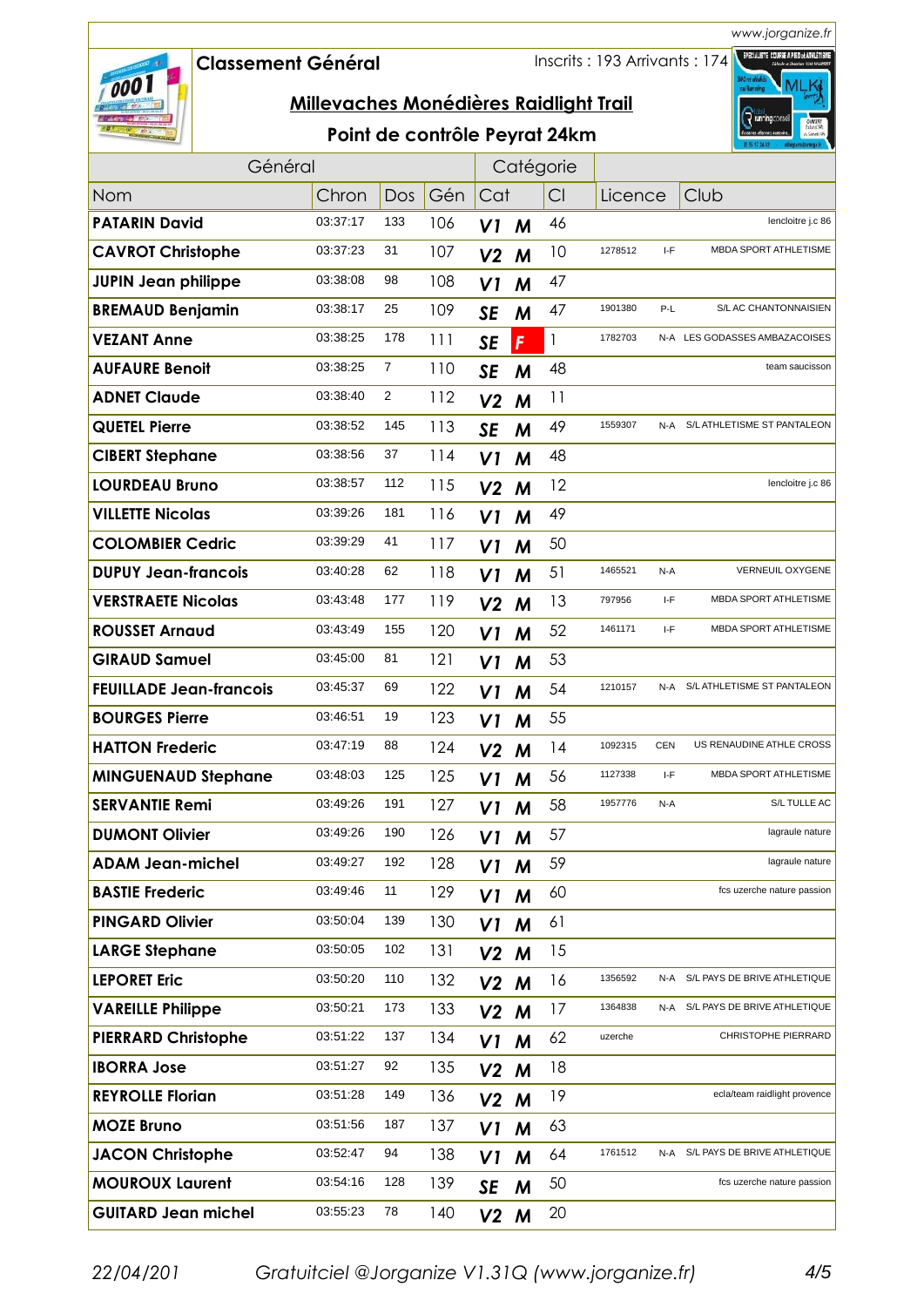## Classement Général

Inscrits : 193 Arrivants : 174

## Millevaches Monédières Raidlight Trail

### Point de contrôle Peyrat 24km

| Général | | | | Catégorie | | | | | |
|---|---|---|---|---|---|---|---|---|---|
| Nom | Chron | Dos | Gén | Cat | | Cl | Licence | | Club |
| PATARIN David | 03:37:17 | 133 | 106 | V1 | M | 46 | | | lencloitre j.c 86 |
| CAVROT Christophe | 03:37:23 | 31 | 107 | V2 | M | 10 | 1278512 | I-F | MBDA SPORT ATHLETISME |
| JUPIN Jean philippe | 03:38:08 | 98 | 108 | V1 | M | 47 | | | |
| BREMAUD Benjamin | 03:38:17 | 25 | 109 | SE | M | 47 | 1901380 | P-L | S/L AC CHANTONNAISIEN |
| VEZANT Anne | 03:38:25 | 178 | 111 | SE | F | 1 | 1782703 | N-A | LES GODASSES AMBAZACOISES |
| AUFAURE Benoit | 03:38:25 | 7 | 110 | SE | M | 48 | | | team saucisson |
| ADNET Claude | 03:38:40 | 2 | 112 | V2 | M | 11 | | | |
| QUETEL Pierre | 03:38:52 | 145 | 113 | SE | M | 49 | 1559307 | N-A | S/L ATHLETISME ST PANTALEON |
| CIBERT Stephane | 03:38:56 | 37 | 114 | V1 | M | 48 | | | |
| LOURDEAU Bruno | 03:38:57 | 112 | 115 | V2 | M | 12 | | | lencloitre j.c 86 |
| VILLETTE Nicolas | 03:39:26 | 181 | 116 | V1 | M | 49 | | | |
| COLOMBIER Cedric | 03:39:29 | 41 | 117 | V1 | M | 50 | | | |
| DUPUY Jean-francois | 03:40:28 | 62 | 118 | V1 | M | 51 | 1465521 | N-A | VERNEUIL OXYGENE |
| VERSTRAETE Nicolas | 03:43:48 | 177 | 119 | V2 | M | 13 | 797956 | I-F | MBDA SPORT ATHLETISME |
| ROUSSET Arnaud | 03:43:49 | 155 | 120 | V1 | M | 52 | 1461171 | I-F | MBDA SPORT ATHLETISME |
| GIRAUD Samuel | 03:45:00 | 81 | 121 | V1 | M | 53 | | | |
| FEUILLADE Jean-francois | 03:45:37 | 69 | 122 | V1 | M | 54 | 1210157 | N-A | S/L ATHLETISME ST PANTALEON |
| BOURGES Pierre | 03:46:51 | 19 | 123 | V1 | M | 55 | | | |
| HATTON Frederic | 03:47:19 | 88 | 124 | V2 | M | 14 | 1092315 | CEN | US RENAUDINE ATHLE CROSS |
| MINGUENAUD Stephane | 03:48:03 | 125 | 125 | V1 | M | 56 | 1127338 | I-F | MBDA SPORT ATHLETISME |
| SERVANTIE Remi | 03:49:26 | 191 | 127 | V1 | M | 58 | 1957776 | N-A | S/L TULLE AC |
| DUMONT Olivier | 03:49:26 | 190 | 126 | V1 | M | 57 | | | lagraule nature |
| ADAM Jean-michel | 03:49:27 | 192 | 128 | V1 | M | 59 | | | lagraule nature |
| BASTIE Frederic | 03:49:46 | 11 | 129 | V1 | M | 60 | | | fcs uzerche nature passion |
| PINGARD Olivier | 03:50:04 | 139 | 130 | V1 | M | 61 | | | |
| LARGE Stephane | 03:50:05 | 102 | 131 | V2 | M | 15 | | | |
| LEPORET Eric | 03:50:20 | 110 | 132 | V2 | M | 16 | 1356592 | N-A | S/L PAYS DE BRIVE ATHLETIQUE |
| VAREILLE Philippe | 03:50:21 | 173 | 133 | V2 | M | 17 | 1364838 | N-A | S/L PAYS DE BRIVE ATHLETIQUE |
| PIERRARD Christophe | 03:51:22 | 137 | 134 | V1 | M | 62 | uzerche | | CHRISTOPHE PIERRARD |
| IBORRA Jose | 03:51:27 | 92 | 135 | V2 | M | 18 | | | |
| REYROLLE Florian | 03:51:28 | 149 | 136 | V2 | M | 19 | | | ecla/team raidlight provence |
| MOZE Bruno | 03:51:56 | 187 | 137 | V1 | M | 63 | | | |
| JACON Christophe | 03:52:47 | 94 | 138 | V1 | M | 64 | 1761512 | N-A | S/L PAYS DE BRIVE ATHLETIQUE |
| MOUROUX Laurent | 03:54:16 | 128 | 139 | SE | M | 50 | | | fcs uzerche nature passion |
| GUITARD Jean michel | 03:55:23 | 78 | 140 | V2 | M | 20 | | | |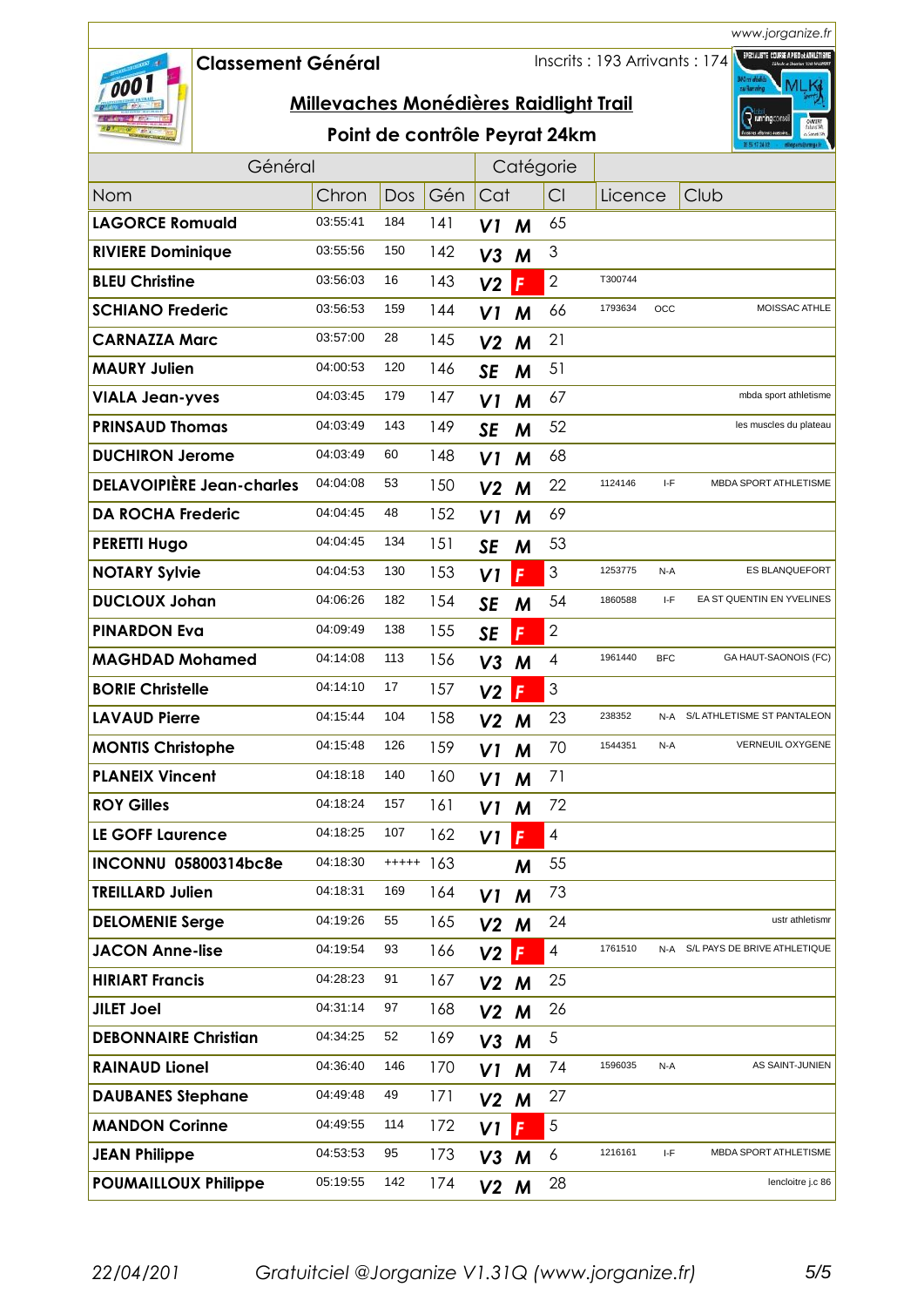# Classement Général

Inscrits : 193 Arrivants : 174

## Millevaches Monédières Raidlight Trail

### Point de contrôle Peyrat 24km

| Général | | | | Catégorie | | | | |
|---|---|---|---|---|---|---|---|---|
| Nom | Chron | Dos | Gén | Cat | | Cl | Licence | | Club |
| LAGORCE Romuald | 03:55:41 | 184 | 141 | V1 | M | 65 | | | |
| RIVIERE Dominique | 03:55:56 | 150 | 142 | V3 | M | 3 | | | |
| BLEU Christine | 03:56:03 | 16 | 143 | V2 | F | 2 | T300744 | | |
| SCHIANO Frederic | 03:56:53 | 159 | 144 | V1 | M | 66 | 1793634 | OCC | MOISSAC ATHLE |
| CARNAZZA Marc | 03:57:00 | 28 | 145 | V2 | M | 21 | | | |
| MAURY Julien | 04:00:53 | 120 | 146 | SE | M | 51 | | | |
| VIALA Jean-yves | 04:03:45 | 179 | 147 | V1 | M | 67 | | | mbda sport athletisme |
| PRINSAUD Thomas | 04:03:49 | 143 | 149 | SE | M | 52 | | | les muscles du plateau |
| DUCHIRON Jerome | 04:03:49 | 60 | 148 | V1 | M | 68 | | | |
| DELAVOIPIÈRE Jean-charles | 04:04:08 | 53 | 150 | V2 | M | 22 | 1124146 | I-F | MBDA SPORT ATHLETISME |
| DA ROCHA Frederic | 04:04:45 | 48 | 152 | V1 | M | 69 | | | |
| PERETTI Hugo | 04:04:45 | 134 | 151 | SE | M | 53 | | | |
| NOTARY Sylvie | 04:04:53 | 130 | 153 | V1 | F | 3 | 1253775 | N-A | ES BLANQUEFORT |
| DUCLOUX Johan | 04:06:26 | 182 | 154 | SE | M | 54 | 1860588 | I-F | EA ST QUENTIN EN YVELINES |
| PINARDON Eva | 04:09:49 | 138 | 155 | SE | F | 2 | | | |
| MAGHDAD Mohamed | 04:14:08 | 113 | 156 | V3 | M | 4 | 1961440 | BFC | GA HAUT-SAONOIS (FC) |
| BORIE Christelle | 04:14:10 | 17 | 157 | V2 | F | 3 | | | |
| LAVAUD Pierre | 04:15:44 | 104 | 158 | V2 | M | 23 | 238352 | N-A | S/L ATHLETISME ST PANTALEON |
| MONTIS Christophe | 04:15:48 | 126 | 159 | V1 | M | 70 | 1544351 | N-A | VERNEUIL OXYGENE |
| PLANEIX Vincent | 04:18:18 | 140 | 160 | V1 | M | 71 | | | |
| ROY Gilles | 04:18:24 | 157 | 161 | V1 | M | 72 | | | |
| LE GOFF Laurence | 04:18:25 | 107 | 162 | V1 | F | 4 | | | |
| INCONNU 05800314bc8e | 04:18:30 | +++++ | 163 | | M | 55 | | | |
| TREILLARD Julien | 04:18:31 | 169 | 164 | V1 | M | 73 | | | |
| DELOMENIE Serge | 04:19:26 | 55 | 165 | V2 | M | 24 | | | ustr athletismr |
| JACON Anne-lise | 04:19:54 | 93 | 166 | V2 | F | 4 | 1761510 | N-A | S/L PAYS DE BRIVE ATHLETIQUE |
| HIRIART Francis | 04:28:23 | 91 | 167 | V2 | M | 25 | | | |
| JILET Joel | 04:31:14 | 97 | 168 | V2 | M | 26 | | | |
| DEBONNAIRE Christian | 04:34:25 | 52 | 169 | V3 | M | 5 | | | |
| RAINAUD Lionel | 04:36:40 | 146 | 170 | V1 | M | 74 | 1596035 | N-A | AS SAINT-JUNIEN |
| DAUBANES Stephane | 04:49:48 | 49 | 171 | V2 | M | 27 | | | |
| MANDON Corinne | 04:49:55 | 114 | 172 | V1 | F | 5 | | | |
| JEAN Philippe | 04:53:53 | 95 | 173 | V3 | M | 6 | 1216161 | I-F | MBDA SPORT ATHLETISME |
| POUMAILLOUX Philippe | 05:19:55 | 142 | 174 | V2 | M | 28 | | | lencloitre j.c 86 |

22/04/201 Gratuitciel @Jorganize V1.31Q (www.jorganize.fr)